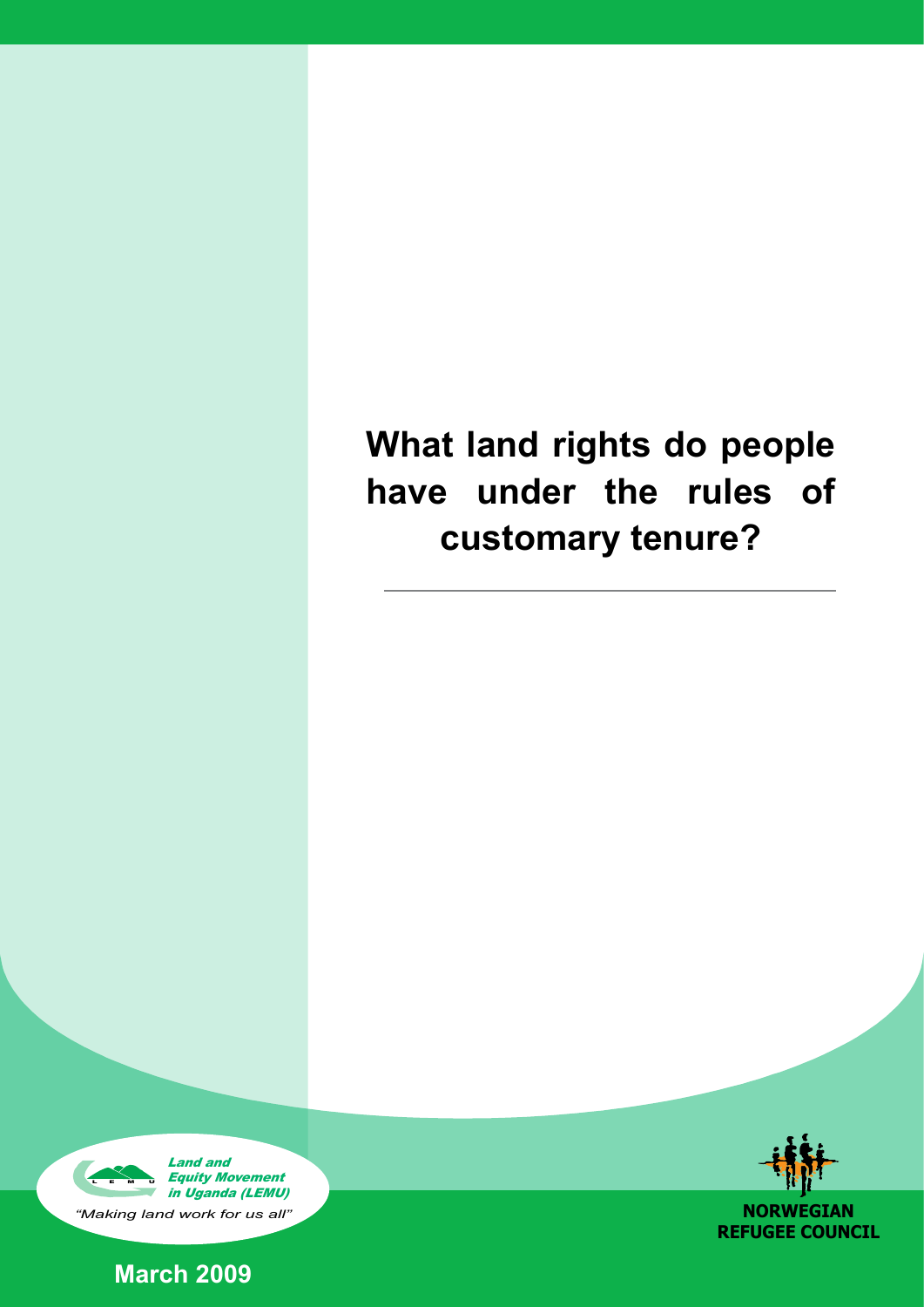# What land rights do people have under the rules of customary tenure?

---

**Land and Equity Movement in Uganda (LEMU)**

*"Making land work for us all"*

**NORWEGIAN REFUGEE COUNCIL**

**March 2009**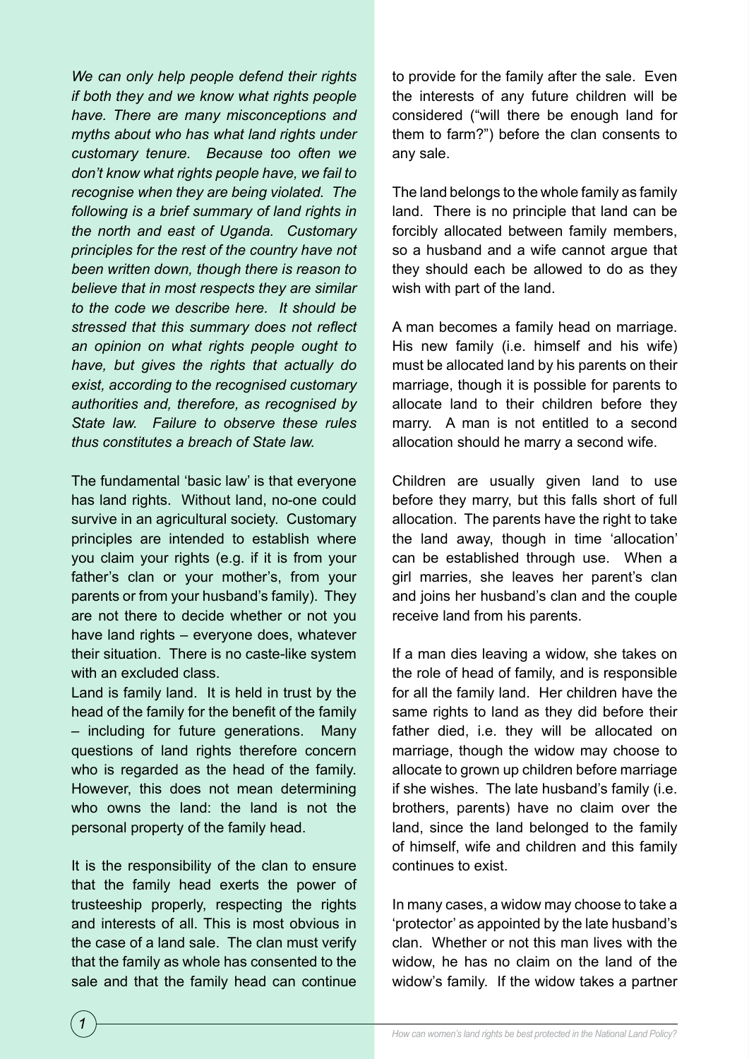*We can only help people defend their rights if both they and we know what rights people have. There are many misconceptions and myths about who has what land rights under customary tenure. Because too often we don't know what rights people have, we fail to recognise when they are being violated. The following is a brief summary of land rights in the north and east of Uganda. Customary principles for the rest of the country have not been written down, though there is reason to believe that in most respects they are similar to the code we describe here. It should be stressed that this summary does not reflect an opinion on what rights people ought to have, but gives the rights that actually do exist, according to the recognised customary authorities and, therefore, as recognised by State law. Failure to observe these rules thus constitutes a breach of State law.*

The fundamental 'basic law' is that everyone has land rights. Without land, no-one could survive in an agricultural society. Customary principles are intended to establish where you claim your rights (e.g. if it is from your father's clan or your mother's, from your parents or from your husband's family). They are not there to decide whether or not you have land rights – everyone does, whatever their situation. There is no caste-like system with an excluded class.

Land is family land. It is held in trust by the head of the family for the benefit of the family – including for future generations. Many questions of land rights therefore concern who is regarded as the head of the family. However, this does not mean determining who owns the land: the land is not the personal property of the family head.

It is the responsibility of the clan to ensure that the family head exerts the power of trusteeship properly, respecting the rights and interests of all. This is most obvious in the case of a land sale. The clan must verify that the family as whole has consented to the sale and that the family head can continue to provide for the family after the sale. Even the interests of any future children will be considered ("will there be enough land for them to farm?") before the clan consents to any sale.

The land belongs to the whole family as family land. There is no principle that land can be forcibly allocated between family members, so a husband and a wife cannot argue that they should each be allowed to do as they wish with part of the land.

A man becomes a family head on marriage. His new family (i.e. himself and his wife) must be allocated land by his parents on their marriage, though it is possible for parents to allocate land to their children before they marry. A man is not entitled to a second allocation should he marry a second wife.

Children are usually given land to use before they marry, but this falls short of full allocation. The parents have the right to take the land away, though in time 'allocation' can be established through use. When a girl marries, she leaves her parent's clan and joins her husband's clan and the couple receive land from his parents.

If a man dies leaving a widow, she takes on the role of head of family, and is responsible for all the family land. Her children have the same rights to land as they did before their father died, i.e. they will be allocated on marriage, though the widow may choose to allocate to grown up children before marriage if she wishes. The late husband's family (i.e. brothers, parents) have no claim over the land, since the land belonged to the family of himself, wife and children and this family continues to exist.

In many cases, a widow may choose to take a 'protector' as appointed by the late husband's clan. Whether or not this man lives with the widow, he has no claim on the land of the widow's family. If the widow takes a partner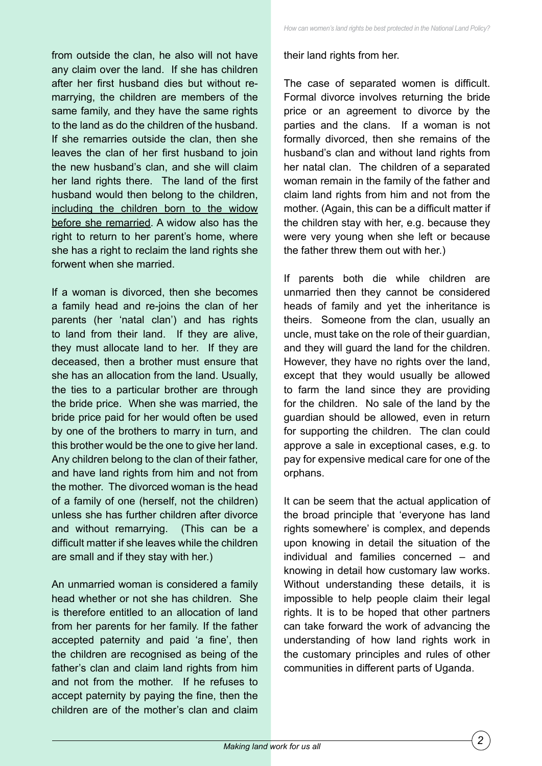from outside the clan, he also will not have any claim over the land. If she has children after her first husband dies but without re-marrying, the children are members of the same family, and they have the same rights to the land as do the children of the husband. If she remarries outside the clan, then she leaves the clan of her first husband to join the new husband's clan, and she will claim her land rights there. The land of the first husband would then belong to the children, <u>including the children born to the widow before she remarried</u>. A widow also has the right to return to her parent's home, where she has a right to reclaim the land rights she forwent when she married.

If a woman is divorced, then she becomes a family head and re-joins the clan of her parents (her 'natal clan') and has rights to land from their land. If they are alive, they must allocate land to her. If they are deceased, then a brother must ensure that she has an allocation from the land. Usually, the ties to a particular brother are through the bride price. When she was married, the bride price paid for her would often be used by one of the brothers to marry in turn, and this brother would be the one to give her land. Any children belong to the clan of their father, and have land rights from him and not from the mother. The divorced woman is the head of a family of one (herself, not the children) unless she has further children after divorce and without remarrying. (This can be a difficult matter if she leaves while the children are small and if they stay with her.)

An unmarried woman is considered a family head whether or not she has children. She is therefore entitled to an allocation of land from her parents for her family. If the father accepted paternity and paid 'a fine', then the children are recognised as being of the father's clan and claim land rights from him and not from the mother. If he refuses to accept paternity by paying the fine, then the children are of the mother's clan and claim their land rights from her.

The case of separated women is difficult. Formal divorce involves returning the bride price or an agreement to divorce by the parties and the clans. If a woman is not formally divorced, then she remains of the husband's clan and without land rights from her natal clan. The children of a separated woman remain in the family of the father and claim land rights from him and not from the mother. (Again, this can be a difficult matter if the children stay with her, e.g. because they were very young when she left or because the father threw them out with her.)

If parents both die while children are unmarried then they cannot be considered heads of family and yet the inheritance is theirs. Someone from the clan, usually an uncle, must take on the role of their guardian, and they will guard the land for the children. However, they have no rights over the land, except that they would usually be allowed to farm the land since they are providing for the children. No sale of the land by the guardian should be allowed, even in return for supporting the children. The clan could approve a sale in exceptional cases, e.g. to pay for expensive medical care for one of the orphans.

It can be seem that the actual application of the broad principle that 'everyone has land rights somewhere' is complex, and depends upon knowing in detail the situation of the individual and families concerned – and knowing in detail how customary law works. Without understanding these details, it is impossible to help people claim their legal rights. It is to be hoped that other partners can take forward the work of advancing the understanding of how land rights work in the customary principles and rules of other communities in different parts of Uganda.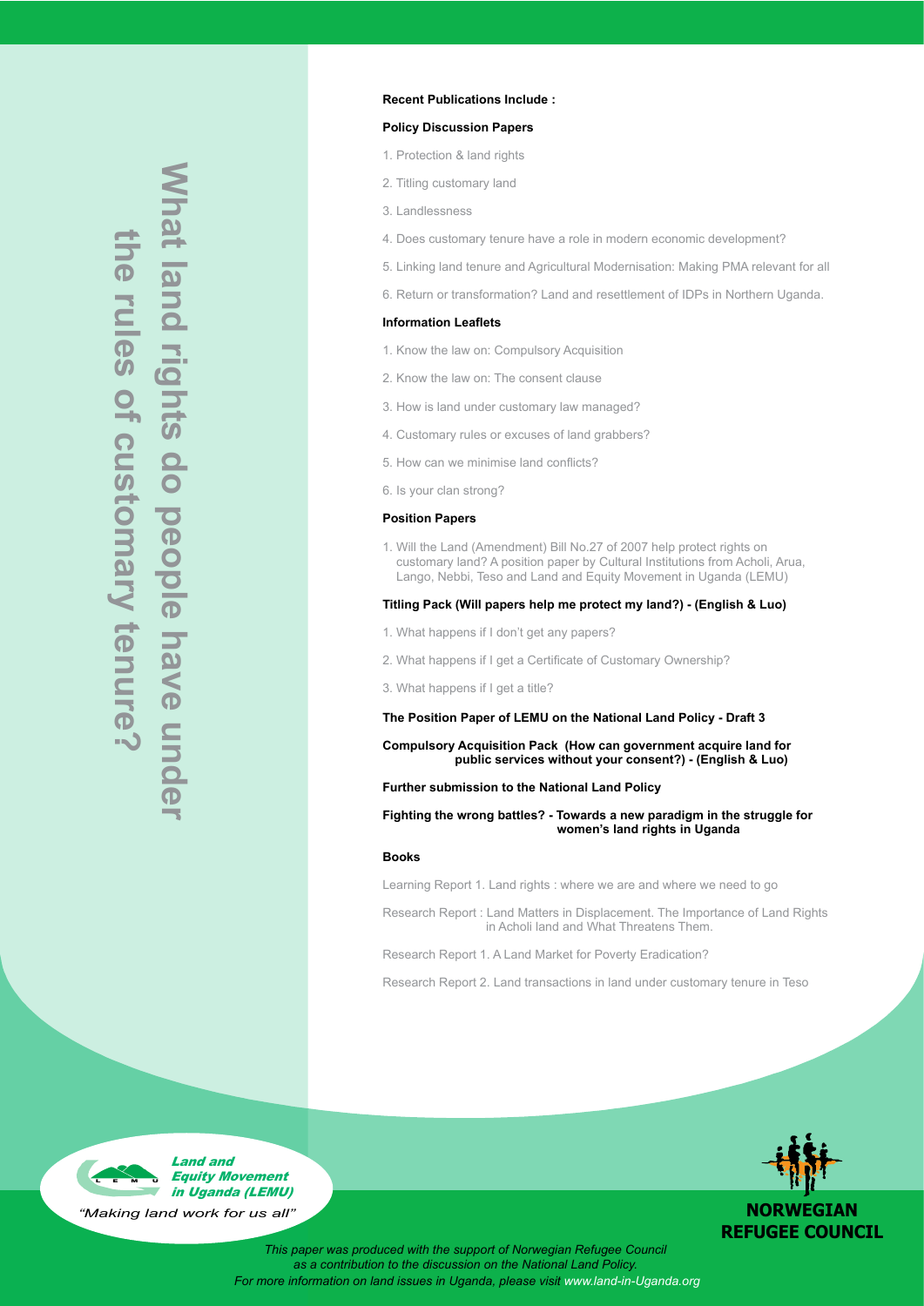# What land rights do people have under the rules of customary tenure?

**Recent Publications Include :**

**Policy Discussion Papers**

1. Protection & land rights
2. Titling customary land
3. Landlessness
4. Does customary tenure have a role in modern economic development?
5. Linking land tenure and Agricultural Modernisation: Making PMA relevant for all
6. Return or transformation? Land and resettlement of IDPs in Northern Uganda.

**Information Leaflets**

1. Know the law on: Compulsory Acquisition
2. Know the law on: The consent clause
3. How is land under customary law managed?
4. Customary rules or excuses of land grabbers?
5. How can we minimise land conflicts?
6. Is your clan strong?

**Position Papers**

1. Will the Land (Amendment) Bill No.27 of 2007 help protect rights on customary land? A position paper by Cultural Institutions from Acholi, Arua, Lango, Nebbi, Teso and Land and Equity Movement in Uganda (LEMU)

**Titling Pack (Will papers help me protect my land?) - (English & Luo)**

1. What happens if I don't get any papers?
2. What happens if I get a Certificate of Customary Ownership?
3. What happens if I get a title?

**The Position Paper of LEMU on the National Land Policy - Draft 3**

**Compulsory Acquisition Pack (How can government acquire land for public services without your consent?) - (English & Luo)**

**Further submission to the National Land Policy**

**Fighting the wrong battles? - Towards a new paradigm in the struggle for women's land rights in Uganda**

**Books**

Learning Report 1. Land rights : where we are and where we need to go

Research Report : Land Matters in Displacement. The Importance of Land Rights in Acholi land and What Threatens Them.

Research Report 1. A Land Market for Poverty Eradication?

Research Report 2. Land transactions in land under customary tenure in Teso

***Land and Equity Movement in Uganda (LEMU)***

*"Making land work for us all"*

**NORWEGIAN REFUGEE COUNCIL**

*This paper was produced with the support of Norwegian Refugee Council as a contribution to the discussion on the National Land Policy. For more information on land issues in Uganda, please visit www.land-in-Uganda.org*